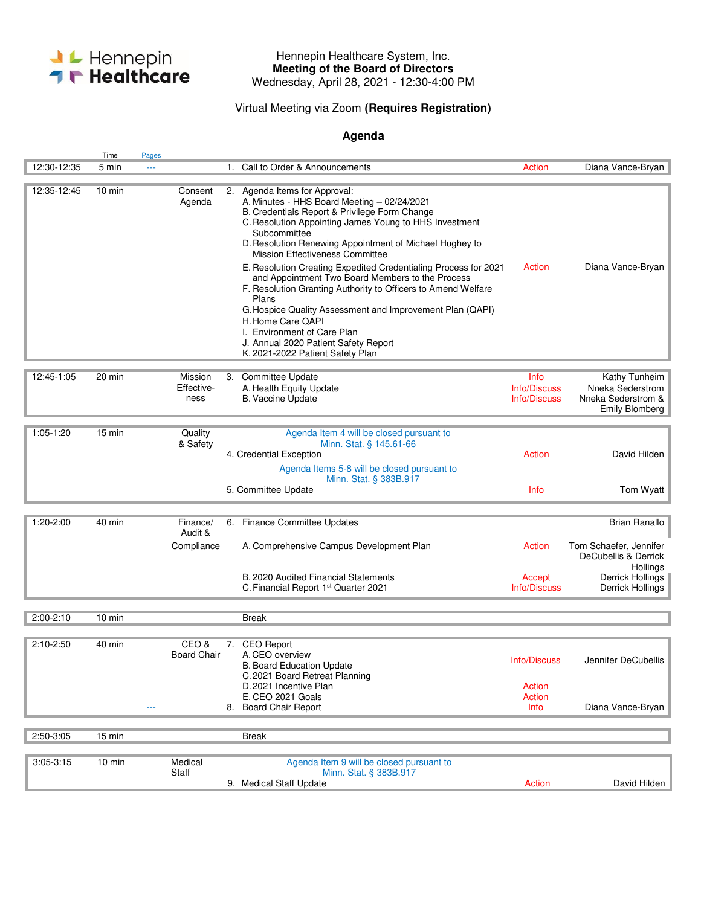Hennepin Healthcare

Hennepin Healthcare System, Inc.
**Meeting of the Board of Directors**
Wednesday, April 28, 2021 - 12:30-4:00 PM

Virtual Meeting via Zoom **(Requires Registration)**

## Agenda

| | Time | Pages | | | | |
|---|---|---|---|---|---|---|
| 12:30-12:35 | 5 min | --- | | 1. Call to Order & Announcements | Action | Diana Vance-Bryan |
| 12:35-12:45 | 10 min | | Consent Agenda | 2. Agenda Items for Approval:<br>A. Minutes - HHS Board Meeting – 02/24/2021<br>B. Credentials Report & Privilege Form Change<br>C. Resolution Appointing James Young to HHS Investment Subcommittee<br>D. Resolution Renewing Appointment of Michael Hughey to Mission Effectiveness Committee<br>E. Resolution Creating Expedited Credentialing Process for 2021 and Appointment Two Board Members to the Process<br>F. Resolution Granting Authority to Officers to Amend Welfare Plans<br>G. Hospice Quality Assessment and Improvement Plan (QAPI)<br>H. Home Care QAPI<br>I. Environment of Care Plan<br>J. Annual 2020 Patient Safety Report<br>K. 2021-2022 Patient Safety Plan | Action | Diana Vance-Bryan |
| 12:45-1:05 | 20 min | | Mission Effective-ness | 3. Committee Update<br>A. Health Equity Update<br>B. Vaccine Update | Info<br>Info/Discuss<br>Info/Discuss | Kathy Tunheim<br>Nneka Sederstrom<br>Nneka Sederstrom & Emily Blomberg |
| 1:05-1:20 | 15 min | | Quality & Safety | Agenda Item 4 will be closed pursuant to Minn. Stat. § 145.61-66<br>4. Credential Exception<br>Agenda Items 5-8 will be closed pursuant to Minn. Stat. § 383B.917<br>5. Committee Update | Action<br><br>Info | David Hilden<br><br>Tom Wyatt |
| 1:20-2:00 | 40 min | | Finance/ Audit & Compliance | 6. Finance Committee Updates<br>A. Comprehensive Campus Development Plan<br>B. 2020 Audited Financial Statements<br>C. Financial Report 1st Quarter 2021 | <br>Action<br>Accept<br>Info/Discuss | Brian Ranallo<br>Tom Schaefer, Jennifer DeCubellis & Derrick Hollings<br>Derrick Hollings<br>Derrick Hollings |
| 2:00-2:10 | 10 min | | | Break | | |
| 2:10-2:50 | 40 min | --- | CEO & Board Chair | 7. CEO Report<br>A. CEO overview<br>B. Board Education Update<br>C. 2021 Board Retreat Planning<br>D. 2021 Incentive Plan<br>E. CEO 2021 Goals<br>8. Board Chair Report | Info/Discuss<br><br>Action<br>Action<br>Info | Jennifer DeCubellis<br><br><br><br>Diana Vance-Bryan |
| 2:50-3:05 | 15 min | | | Break | | |
| 3:05-3:15 | 10 min | | Medical Staff | Agenda Item 9 will be closed pursuant to Minn. Stat. § 383B.917<br>9. Medical Staff Update | Action | David Hilden |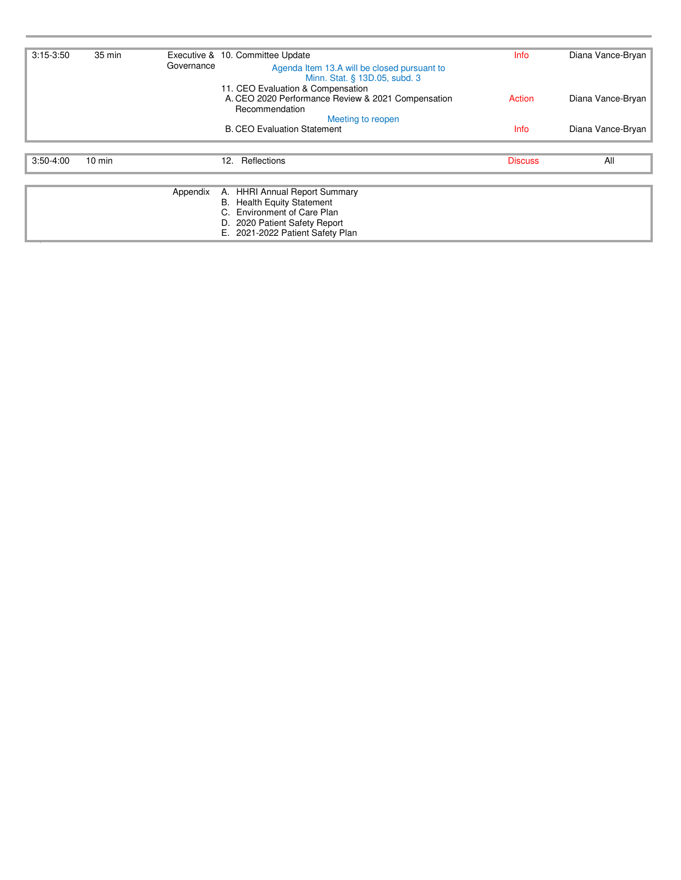| | | | | | |
|---|---|---|---|---|---|
| 3:15-3:50 | 35 min | Executive & Governance | 10. Committee Update | Info | Diana Vance-Bryan |
| | | | Agenda Item 13.A will be closed pursuant to Minn. Stat. § 13D.05, subd. 3 | | |
| | | | 11. CEO Evaluation & Compensation | | |
| | | | A. CEO 2020 Performance Review & 2021 Compensation Recommendation | Action | Diana Vance-Bryan |
| | | | Meeting to reopen | | |
| | | | B. CEO Evaluation Statement | Info | Diana Vance-Bryan |
| 3:50-4:00 | 10 min | | 12. Reflections | Discuss | All |
| | | Appendix | A. HHRI Annual Report Summary<br>B. Health Equity Statement<br>C. Environment of Care Plan<br>D. 2020 Patient Safety Report<br>E. 2021-2022 Patient Safety Plan | | |